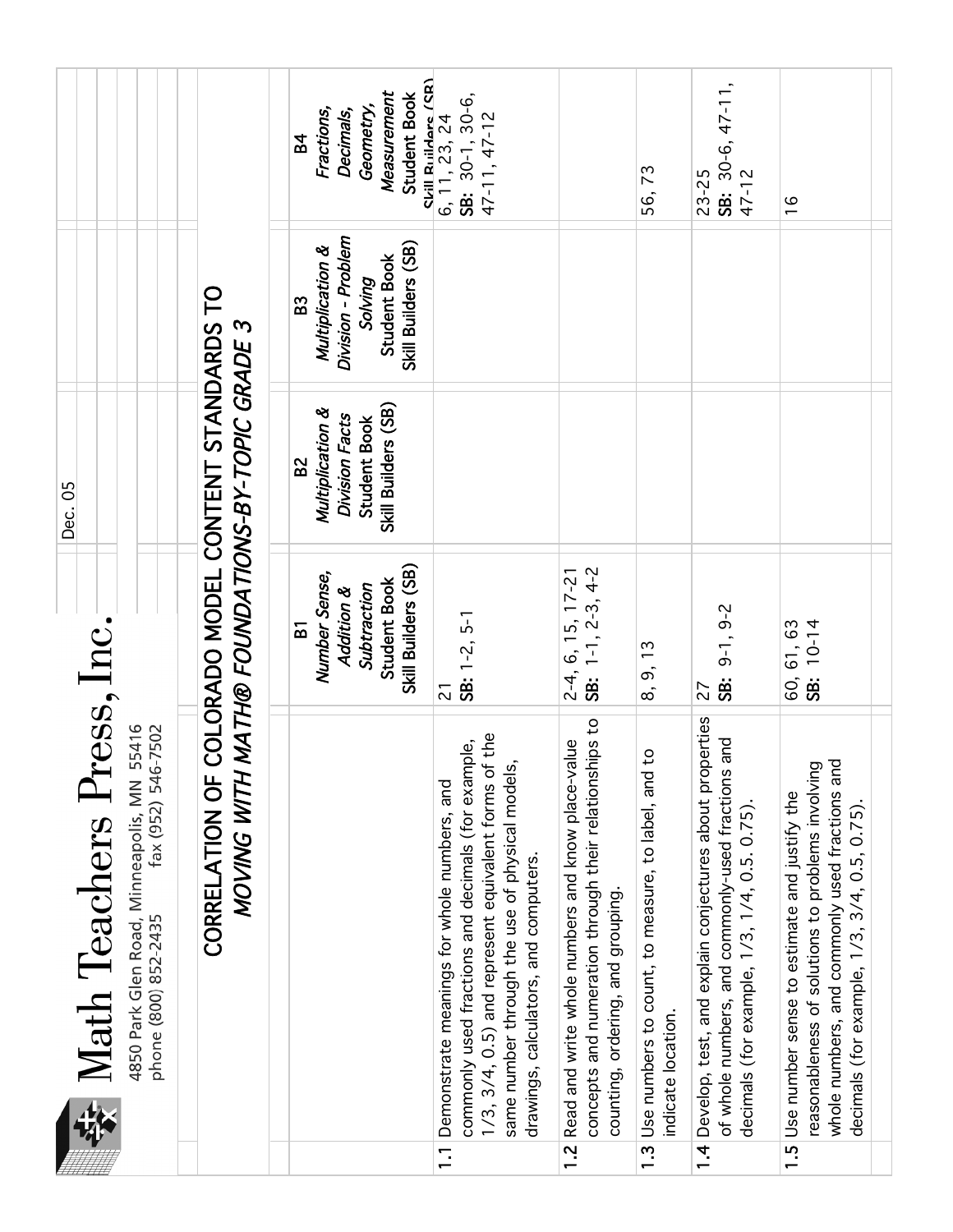# Math Teachers Press, Inc.

4850 Park Glen Road, Minneapolis, MN 55416
phone (800) 852-2435 fax (952) 546-7502

Dec. 05

## CORRELATION OF COLORADO MODEL CONTENT STANDARDS TO *MOVING WITH MATH® FOUNDATIONS-BY-TOPIC GRADE 3*

| | B1 *Number Sense, Addition & Subtraction* Student Book Skill Builders (SB) | B2 *Multiplication & Division Facts* Student Book Skill Builders (SB) | B3 *Multiplication & Division - Problem Solving* Student Book Skill Builders (SB) | B4 *Fractions, Decimals, Geometry, Measurement* Student Book Skill Builders (SB) |
|---|---|---|---|---|
| **1.1** Demonstrate meanings for whole numbers, and commonly used fractions and decimals (for example, 1/3, 3/4, 0.5) and represent equivalent forms of the same number through the use of physical models, drawings, calculators, and computers. | 21<br>**SB:** 1-2, 5-1 | | | 6, 11, 23, 24<br>**SB:** 30-1, 30-6, 47-11, 47-12 |
| **1.2** Read and write whole numbers and know place-value concepts and numeration through their relationships to counting, ordering, and grouping. | 2-4, 6, 15, 17-21<br>**SB:** 1-1, 2-3, 4-2 | | | |
| **1.3** Use numbers to count, to measure, to label, and to indicate location. | 8, 9, 13 | | | 56, 73 |
| **1.4** Develop, test, and explain conjectures about properties of whole numbers, and commonly-used fractions and decimals (for example, 1/3, 1/4, 0.5. 0.75). | 27<br>**SB:** 9-1, 9-2 | | | 23-25<br>**SB:** 30-6, 47-11, 47-12 |
| **1.5** Use number sense to estimate and justify the reasonableness of solutions to problems involving whole numbers, and commonly used fractions and decimals (for example, 1/3, 3/4, 0.5, 0.75). | 60, 61, 63<br>**SB:** 10-14 | | | 16 |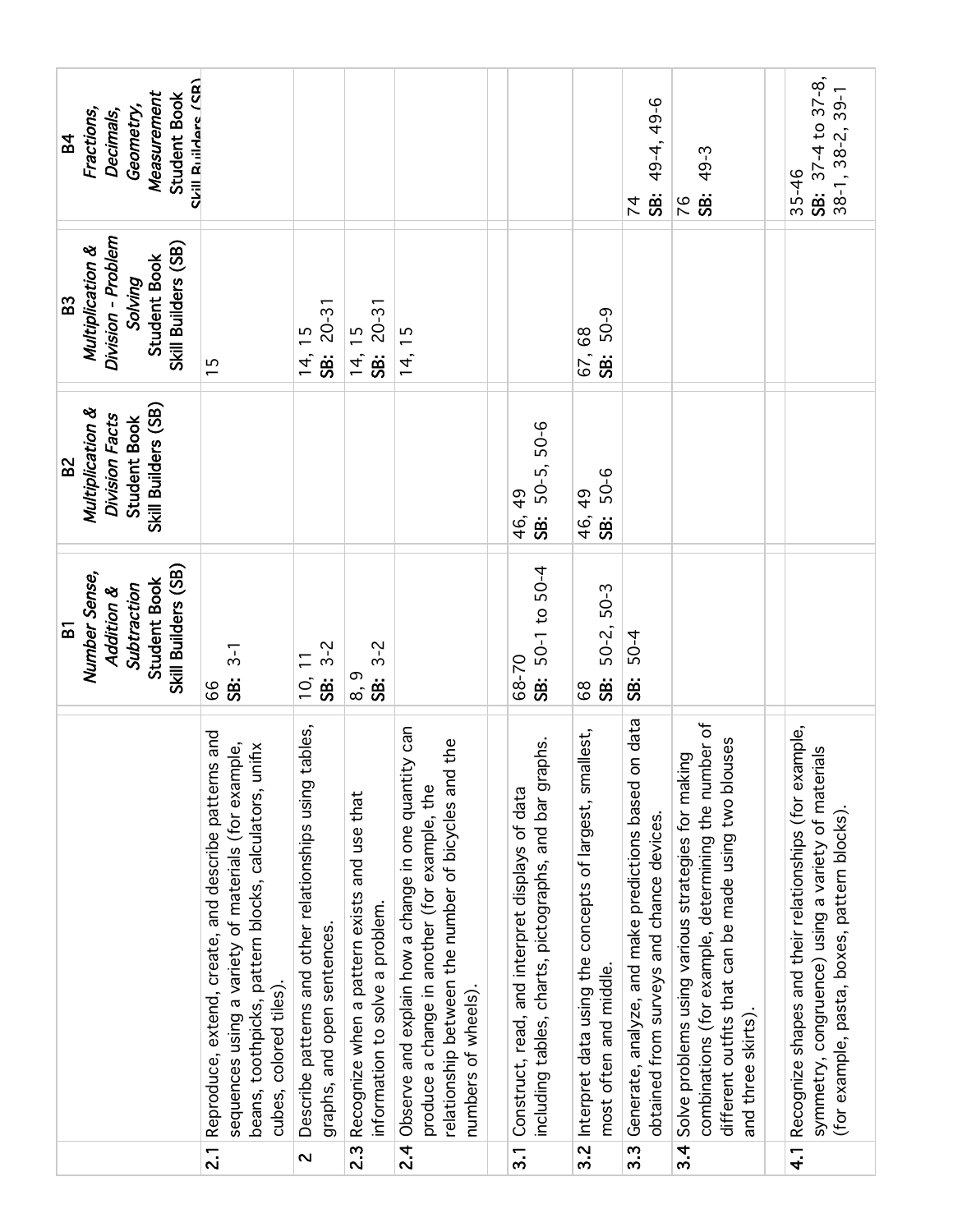| | B1 *Number Sense, Addition & Subtraction* Student Book Skill Builders (SB) | B2 *Multiplication & Division Facts* Student Book Skill Builders (SB) | B3 *Multiplication & Division - Problem Solving* Student Book Skill Builders (SB) | B4 *Fractions, Decimals, Geometry, Measurement* Student Book Skill Builders (SB) |
|---|---|---|---|---|
| **2.1** Reproduce, extend, create, and describe patterns and sequences using a variety of materials (for example, beans, toothpicks, pattern blocks, calculators, unifix cubes, colored tiles). | 66 **SB:** 3-1 | | 15 | |
| **2** Describe patterns and other relationships using tables, graphs, and open sentences. | 10, 11 **SB:** 3-2 | | 14, 15 **SB:** 20-31 | |
| **2.3** Recognize when a pattern exists and use that information to solve a problem. | 8, 9 **SB:** 3-2 | | 14, 15 **SB:** 20-31 | |
| **2.4** Observe and explain how a change in one quantity can produce a change in another (for example, the relationship between the number of bicycles and the numbers of wheels). | | | 14, 15 | |
| | | | | |
| **3.1** Construct, read, and interpret displays of data including tables, charts, pictographs, and bar graphs. | 68-70 **SB:** 50-1 to 50-4 | 46, 49 **SB:** 50-5, 50-6 | | |
| **3.2** Interpret data using the concepts of largest, smallest, most often and middle. | 68 **SB:** 50-2, 50-3 | 46, 49 **SB:** 50-6 | 67, 68 **SB:** 50-9 | |
| **3.3** Generate, analyze, and make predictions based on data obtained from surveys and chance devices. | **SB:** 50-4 | | | 74 **SB:** 49-4, 49-6 |
| **3.4** Solve problems using various strategies for making combinations (for example, determining the number of different outfits that can be made using two blouses and three skirts). | | | | 76 **SB:** 49-3 |
| | | | | |
| **4.1** Recognize shapes and their relationships (for example, symmetry, congruence) using a variety of materials (for example, pasta, boxes, pattern blocks). | | | | 35-46 **SB:** 37-4 to 37-8, 38-1, 38-2, 39-1 |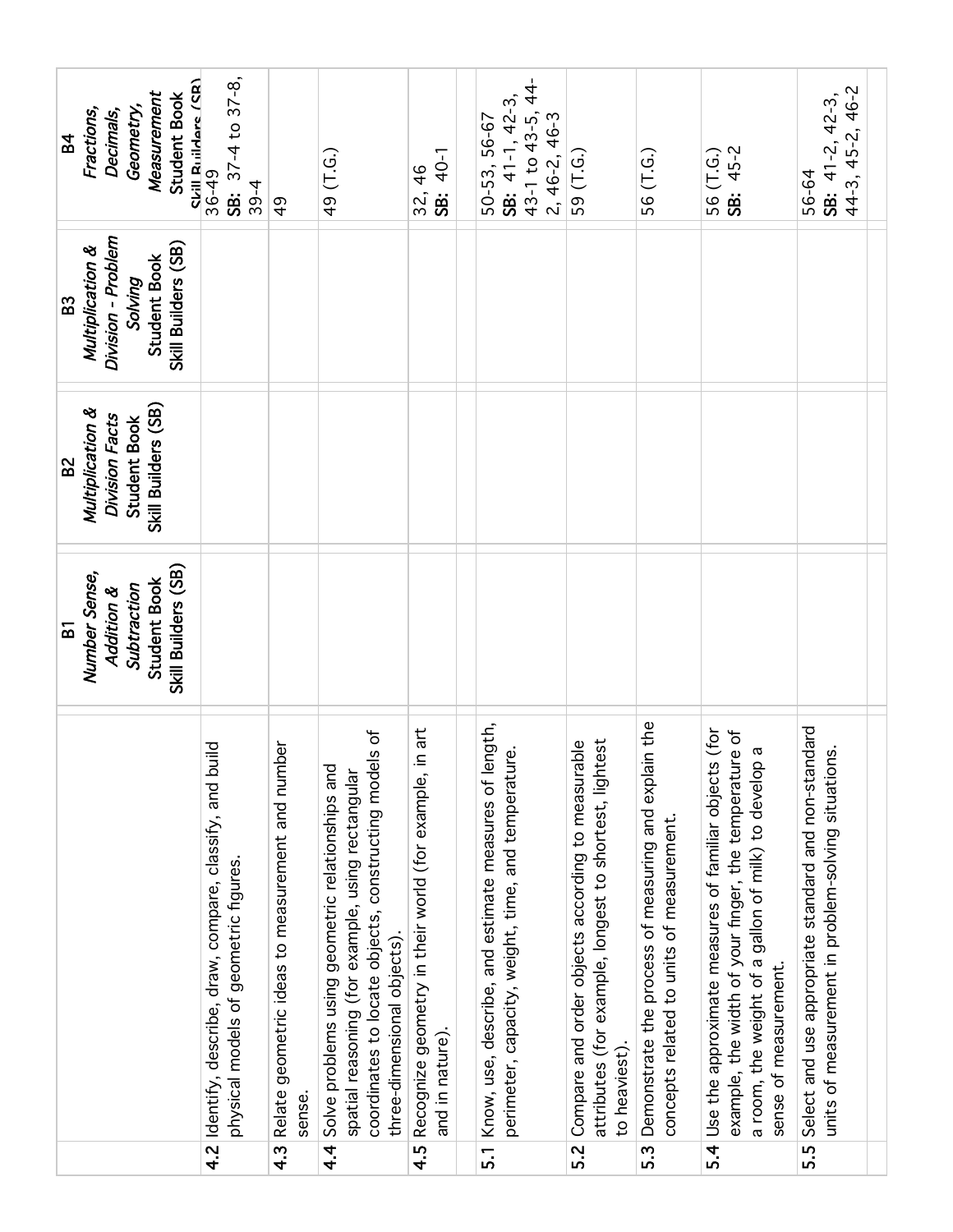| | B1 *Number Sense, Addition & Subtraction* Student Book Skill Builders (SB) | B2 *Multiplication & Division Facts* Student Book Skill Builders (SB) | B3 *Multiplication & Division - Problem Solving* Student Book Skill Builders (SB) | B4 *Fractions, Decimals, Geometry, Measurement* Student Book Skill Builders (SB) |
|---|---|---|---|---|
| **4.2** Identify, describe, draw, compare, classify, and build physical models of geometric figures. | | | | 36-49 **SB:** 37-4 to 37-8, 39-4 |
| **4.3** Relate geometric ideas to measurement and number sense. | | | | 49 |
| **4.4** Solve problems using geometric relationships and spatial reasoning (for example, using rectangular coordinates to locate objects, constructing models of three-dimensional objects). | | | | 49 (T.G.) |
| **4.5** Recognize geometry in their world (for example, in art and in nature). | | | | 32, 46 **SB:** 40-1 |
| | | | | |
| **5.1** Know, use, describe, and estimate measures of length, perimeter, capacity, weight, time, and temperature. | | | | 50-53, 56-67 **SB:** 41-1, 42-3, 43-1 to 43-5, 44-2, 46-2, 46-3 |
| **5.2** Compare and order objects according to measurable attributes (for example, longest to shortest, lightest to heaviest). | | | | 59 (T.G.) |
| **5.3** Demonstrate the process of measuring and explain the concepts related to units of measurement. | | | | 56 (T.G.) |
| **5.4** Use the approximate measures of familiar objects (for example, the width of your finger, the temperature of a room, the weight of a gallon of milk) to develop a sense of measurement. | | | | 56 (T.G.) **SB:** 45-2 |
| **5.5** Select and use appropriate standard and non-standard units of measurement in problem-solving situations. | | | | 56-64 **SB:** 41-2, 42-3, 44-3, 45-2, 46-2 |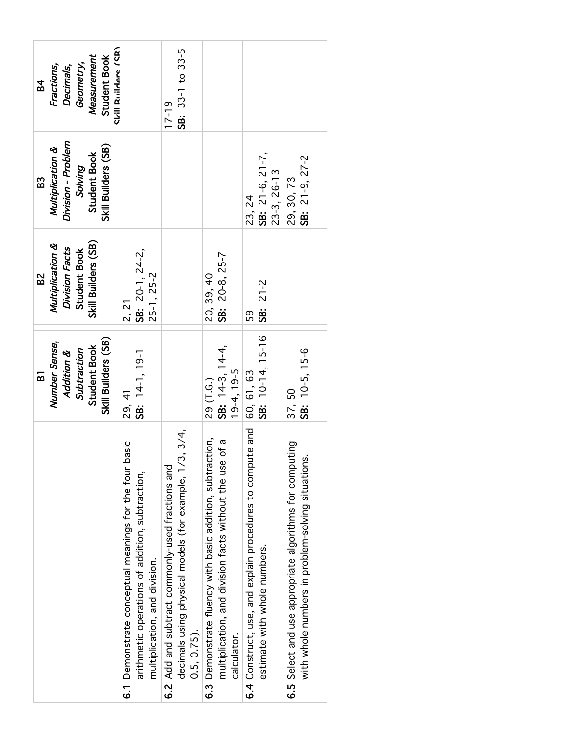| | B1 *Number Sense, Addition & Subtraction* Student Book Skill Builders (SB) | B2 *Multiplication & Division Facts* Student Book Skill Builders (SB) | B3 *Multiplication & Division - Problem Solving* Student Book Skill Builders (SB) | B4 *Fractions, Decimals, Geometry, Measurement* Student Book Skill Builders (SB) |
|---|---|---|---|---|
| **6.1** Demonstrate conceptual meanings for the four basic arithmetic operations of addition, subtraction, multiplication, and division. | 29, 41 **SB:** 14-1, 19-1 | 2, 21 **SB:** 20-1, 24-2, 25-1, 25-2 | | |
| **6.2** Add and subtract commonly-used fractions and decimals using physical models (for example, 1/3, 3/4, 0.5, 0.75). | | | | 17-19 **SB:** 33-1 to 33-5 |
| **6.3** Demonstrate fluency with basic addition, subtraction, multiplication, and division facts without the use of a calculator. | 29 (T.G.) **SB:** 14-3, 14-4, 19-4, 19-5 | 20, 39, 40 **SB:** 20-8, 25-7 | | |
| **6.4** Construct, use, and explain procedures to compute and estimate with whole numbers. | 60, 61, 63 **SB:** 10-14, 15-16 | 59 **SB:** 21-2 | 23, 24 **SB:** 21-6, 21-7, 23-3, 26-13 | |
| **6.5** Select and use appropriate algorithms for computing with whole numbers in problem-solving situations. | 37, 50 **SB:** 10-5, 15-6 | | 29, 30, 73 **SB:** 21-9, 27-2 | |